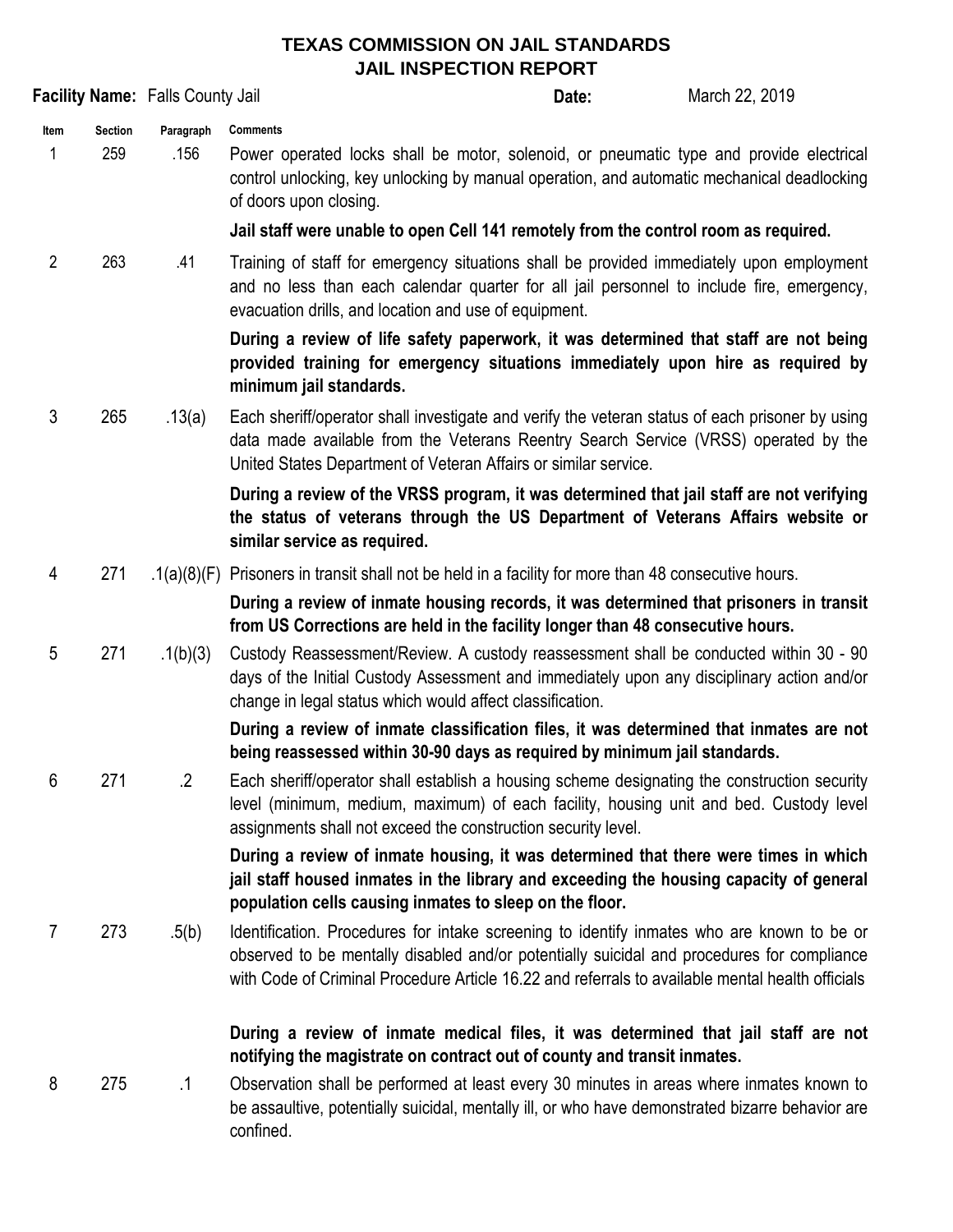# TEXAS COMMISSION ON JAIL STANDARDS
## JAIL INSPECTION REPORT

**Facility Name:** Falls County Jail **Date:** March 22, 2019

| Item | Section | Paragraph | Comments |
|---|---|---|---|
| 1 | 259 | .156 | Power operated locks shall be motor, solenoid, or pneumatic type and provide electrical control unlocking, key unlocking by manual operation, and automatic mechanical deadlocking of doors upon closing.<br><br>**Jail staff were unable to open Cell 141 remotely from the control room as required.** |
| 2 | 263 | .41 | Training of staff for emergency situations shall be provided immediately upon employment and no less than each calendar quarter for all jail personnel to include fire, emergency, evacuation drills, and location and use of equipment.<br><br>**During a review of life safety paperwork, it was determined that staff are not being provided training for emergency situations immediately upon hire as required by minimum jail standards.** |
| 3 | 265 | .13(a) | Each sheriff/operator shall investigate and verify the veteran status of each prisoner by using data made available from the Veterans Reentry Search Service (VRSS) operated by the United States Department of Veteran Affairs or similar service.<br><br>**During a review of the VRSS program, it was determined that jail staff are not verifying the status of veterans through the US Department of Veterans Affairs website or similar service as required.** |
| 4 | 271 | .1(a)(8)(F) | Prisoners in transit shall not be held in a facility for more than 48 consecutive hours.<br><br>**During a review of inmate housing records, it was determined that prisoners in transit from US Corrections are held in the facility longer than 48 consecutive hours.** |
| 5 | 271 | .1(b)(3) | Custody Reassessment/Review. A custody reassessment shall be conducted within 30 - 90 days of the Initial Custody Assessment and immediately upon any disciplinary action and/or change in legal status which would affect classification.<br><br>**During a review of inmate classification files, it was determined that inmates are not being reassessed within 30-90 days as required by minimum jail standards.** |
| 6 | 271 | .2 | Each sheriff/operator shall establish a housing scheme designating the construction security level (minimum, medium, maximum) of each facility, housing unit and bed. Custody level assignments shall not exceed the construction security level.<br><br>**During a review of inmate housing, it was determined that there were times in which jail staff housed inmates in the library and exceeding the housing capacity of general population cells causing inmates to sleep on the floor.** |
| 7 | 273 | .5(b) | Identification. Procedures for intake screening to identify inmates who are known to be or observed to be mentally disabled and/or potentially suicidal and procedures for compliance with Code of Criminal Procedure Article 16.22 and referrals to available mental health officials<br><br>**During a review of inmate medical files, it was determined that jail staff are not notifying the magistrate on contract out of county and transit inmates.** |
| 8 | 275 | .1 | Observation shall be performed at least every 30 minutes in areas where inmates known to be assaultive, potentially suicidal, mentally ill, or who have demonstrated bizarre behavior are confined. |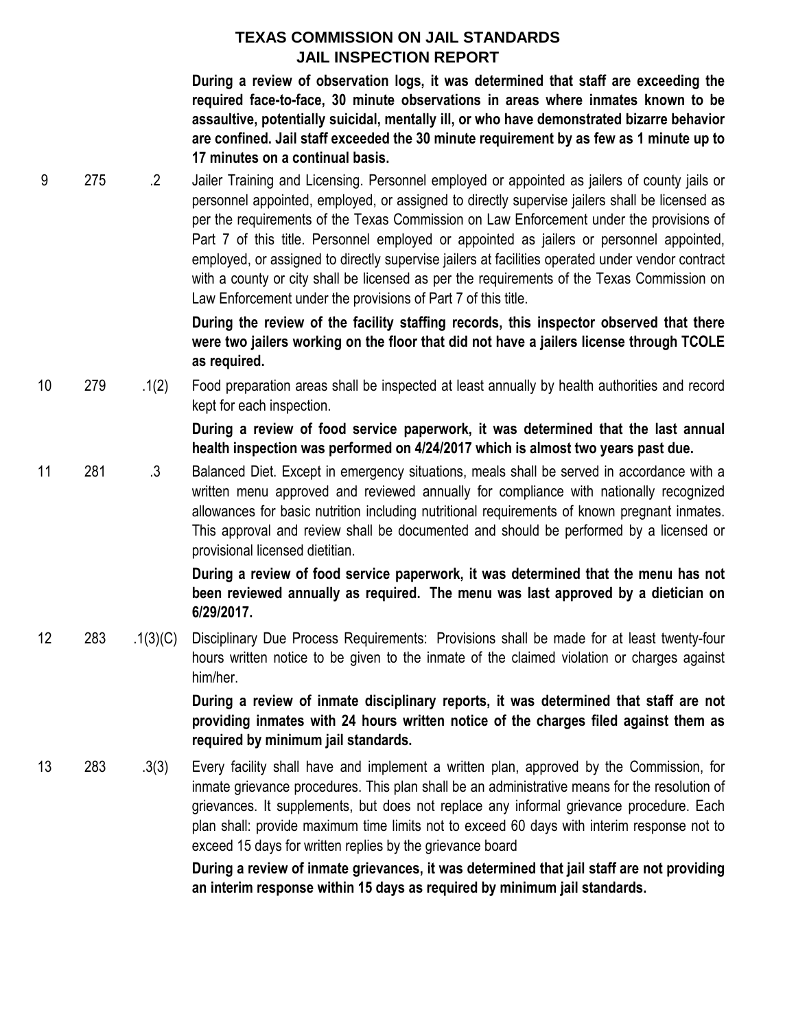**During a review of observation logs, it was determined that staff are exceeding the required face-to-face, 30 minute observations in areas where inmates known to be assaultive, potentially suicidal, mentally ill, or who have demonstrated bizarre behavior are confined. Jail staff exceeded the 30 minute requirement by as few as 1 minute up to 17 minutes on a continual basis.**

| | | | |
|---|---|---|---|
| 9 | 275 | .2 | Jailer Training and Licensing. Personnel employed or appointed as jailers of county jails or personnel appointed, employed, or assigned to directly supervise jailers shall be licensed as per the requirements of the Texas Commission on Law Enforcement under the provisions of Part 7 of this title. Personnel employed or appointed as jailers or personnel appointed, employed, or assigned to directly supervise jailers at facilities operated under vendor contract with a county or city shall be licensed as per the requirements of the Texas Commission on Law Enforcement under the provisions of Part 7 of this title.<br><br>**During the review of the facility staffing records, this inspector observed that there were two jailers working on the floor that did not have a jailers license through TCOLE as required.** |
| 10 | 279 | .1(2) | Food preparation areas shall be inspected at least annually by health authorities and record kept for each inspection.<br><br>**During a review of food service paperwork, it was determined that the last annual health inspection was performed on 4/24/2017 which is almost two years past due.** |
| 11 | 281 | .3 | Balanced Diet. Except in emergency situations, meals shall be served in accordance with a written menu approved and reviewed annually for compliance with nationally recognized allowances for basic nutrition including nutritional requirements of known pregnant inmates. This approval and review shall be documented and should be performed by a licensed or provisional licensed dietitian.<br><br>**During a review of food service paperwork, it was determined that the menu has not been reviewed annually as required. The menu was last approved by a dietician on 6/29/2017.** |
| 12 | 283 | .1(3)(C) | Disciplinary Due Process Requirements: Provisions shall be made for at least twenty-four hours written notice to be given to the inmate of the claimed violation or charges against him/her.<br><br>**During a review of inmate disciplinary reports, it was determined that staff are not providing inmates with 24 hours written notice of the charges filed against them as required by minimum jail standards.** |
| 13 | 283 | .3(3) | Every facility shall have and implement a written plan, approved by the Commission, for inmate grievance procedures. This plan shall be an administrative means for the resolution of grievances. It supplements, but does not replace any informal grievance procedure. Each plan shall: provide maximum time limits not to exceed 60 days with interim response not to exceed 15 days for written replies by the grievance board<br><br>**During a review of inmate grievances, it was determined that jail staff are not providing an interim response within 15 days as required by minimum jail standards.** |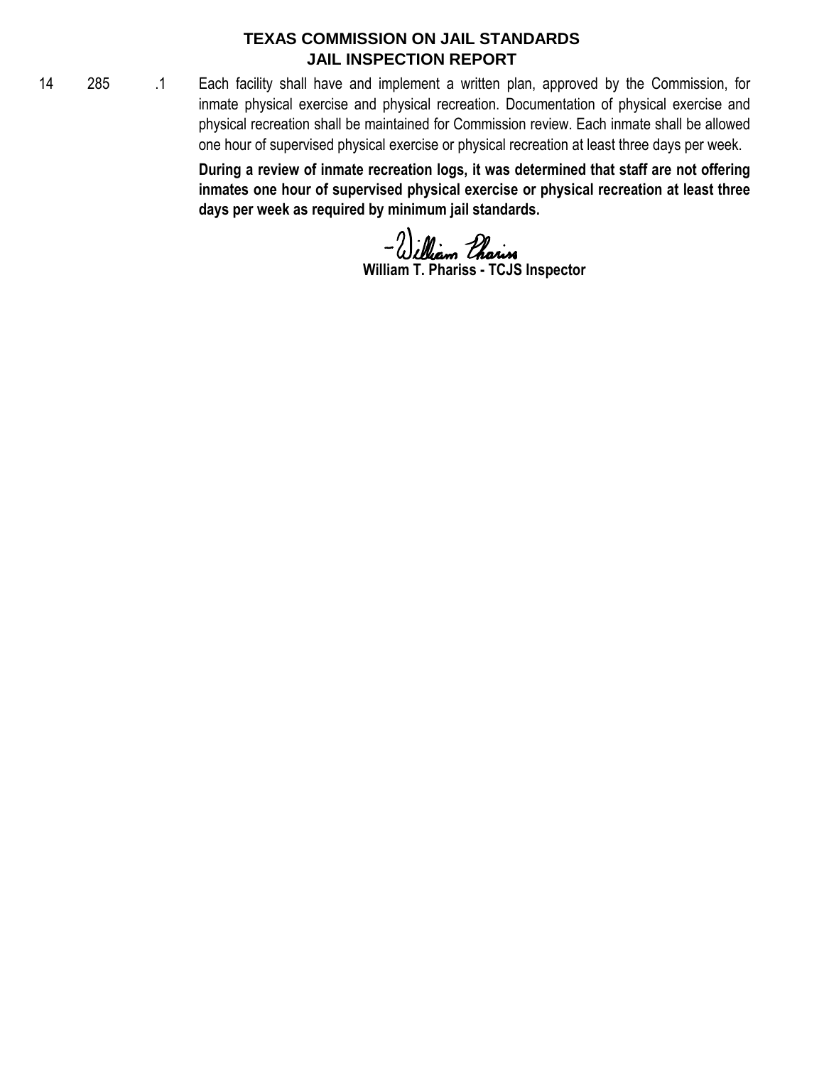**TEXAS COMMISSION ON JAIL STANDARDS**
**JAIL INSPECTION REPORT**

| | | | |
|---|---|---|---|
| 14 | 285 | .1 | Each facility shall have and implement a written plan, approved by the Commission, for inmate physical exercise and physical recreation. Documentation of physical exercise and physical recreation shall be maintained for Commission review. Each inmate shall be allowed one hour of supervised physical exercise or physical recreation at least three days per week. |

**During a review of inmate recreation logs, it was determined that staff are not offering inmates one hour of supervised physical exercise or physical recreation at least three days per week as required by minimum jail standards.**

-William Phariss

**William T. Phariss - TCJS Inspector**